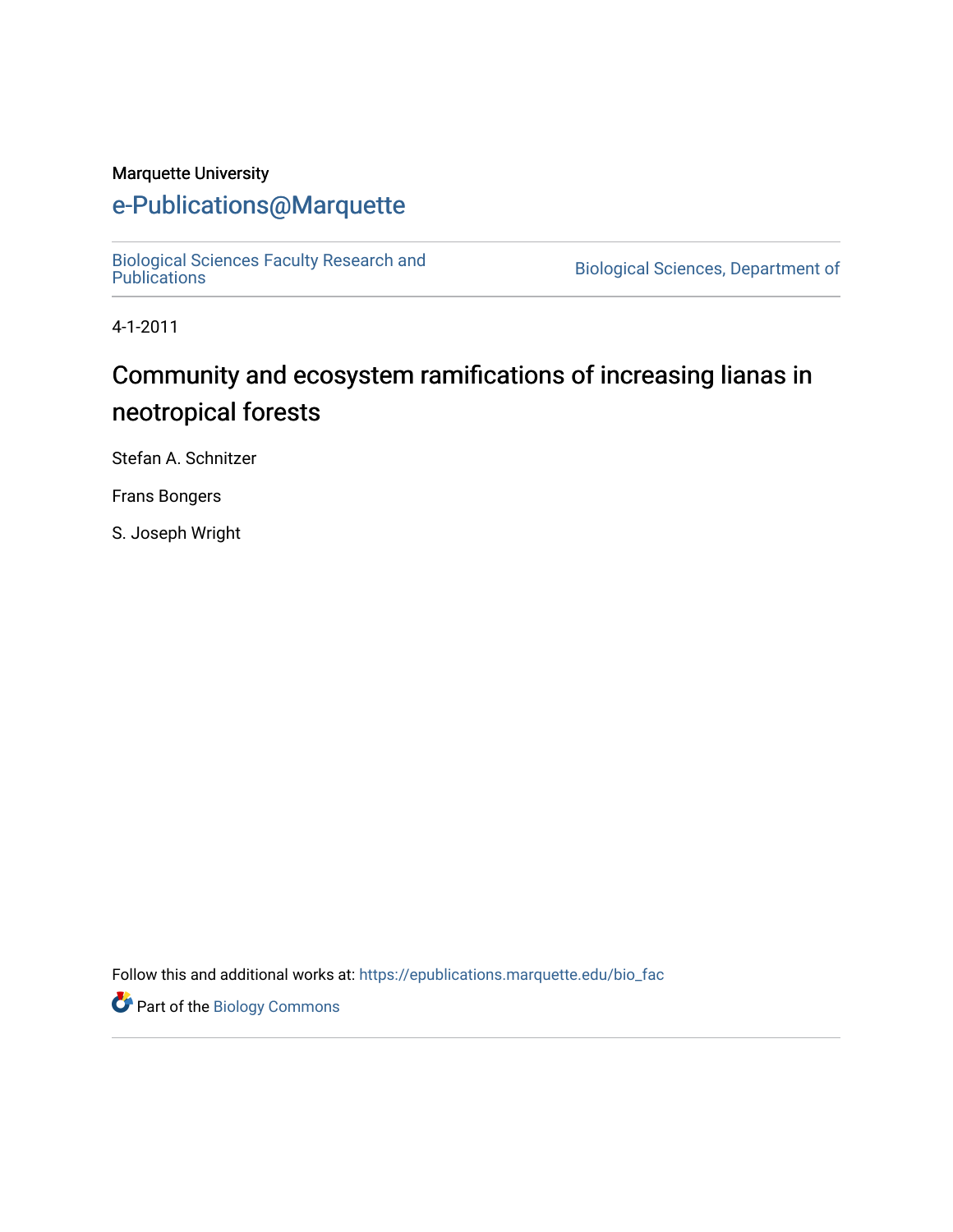Marquette University

# e-Publications@Marquette

Biological Sciences Faculty Research and Publications | Biological Sciences, Department of

4-1-2011

# Community and ecosystem ramifications of increasing lianas in neotropical forests

Stefan A. Schnitzer

Frans Bongers

S. Joseph Wright

Follow this and additional works at: https://epublications.marquette.edu/bio_fac

Part of the Biology Commons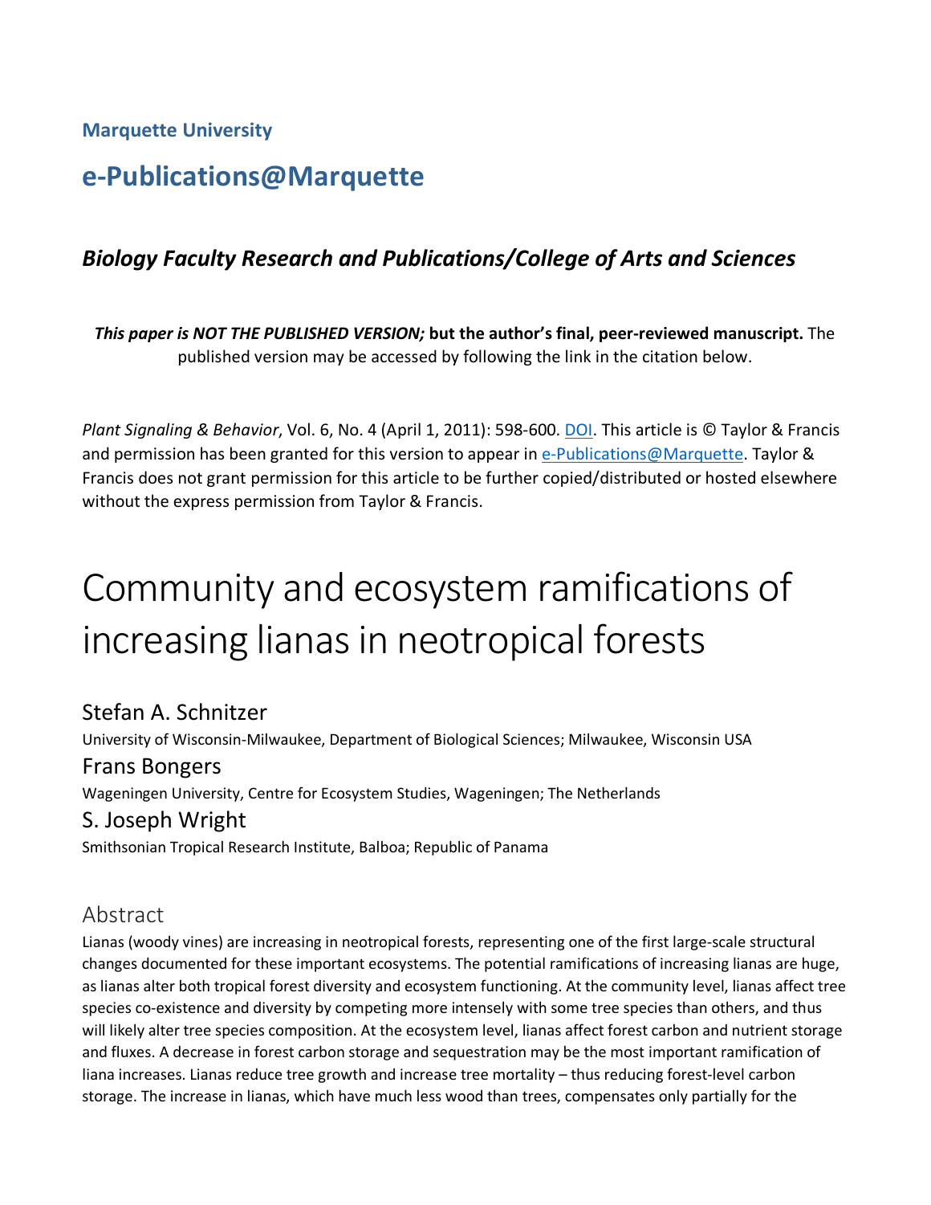**Marquette University**

# e-Publications@Marquette

## *Biology Faculty Research and Publications/College of Arts and Sciences*

***This paper is NOT THE PUBLISHED VERSION;* but the author's final, peer-reviewed manuscript.** The published version may be accessed by following the link in the citation below.

*Plant Signaling & Behavior*, Vol. 6, No. 4 (April 1, 2011): 598-600. DOI. This article is © Taylor & Francis and permission has been granted for this version to appear in e-Publications@Marquette. Taylor & Francis does not grant permission for this article to be further copied/distributed or hosted elsewhere without the express permission from Taylor & Francis.

# Community and ecosystem ramifications of increasing lianas in neotropical forests

Stefan A. Schnitzer
University of Wisconsin-Milwaukee, Department of Biological Sciences; Milwaukee, Wisconsin USA

Frans Bongers
Wageningen University, Centre for Ecosystem Studies, Wageningen; The Netherlands

S. Joseph Wright
Smithsonian Tropical Research Institute, Balboa; Republic of Panama

## Abstract

Lianas (woody vines) are increasing in neotropical forests, representing one of the first large-scale structural changes documented for these important ecosystems. The potential ramifications of increasing lianas are huge, as lianas alter both tropical forest diversity and ecosystem functioning. At the community level, lianas affect tree species co-existence and diversity by competing more intensely with some tree species than others, and thus will likely alter tree species composition. At the ecosystem level, lianas affect forest carbon and nutrient storage and fluxes. A decrease in forest carbon storage and sequestration may be the most important ramification of liana increases. Lianas reduce tree growth and increase tree mortality – thus reducing forest-level carbon storage. The increase in lianas, which have much less wood than trees, compensates only partially for the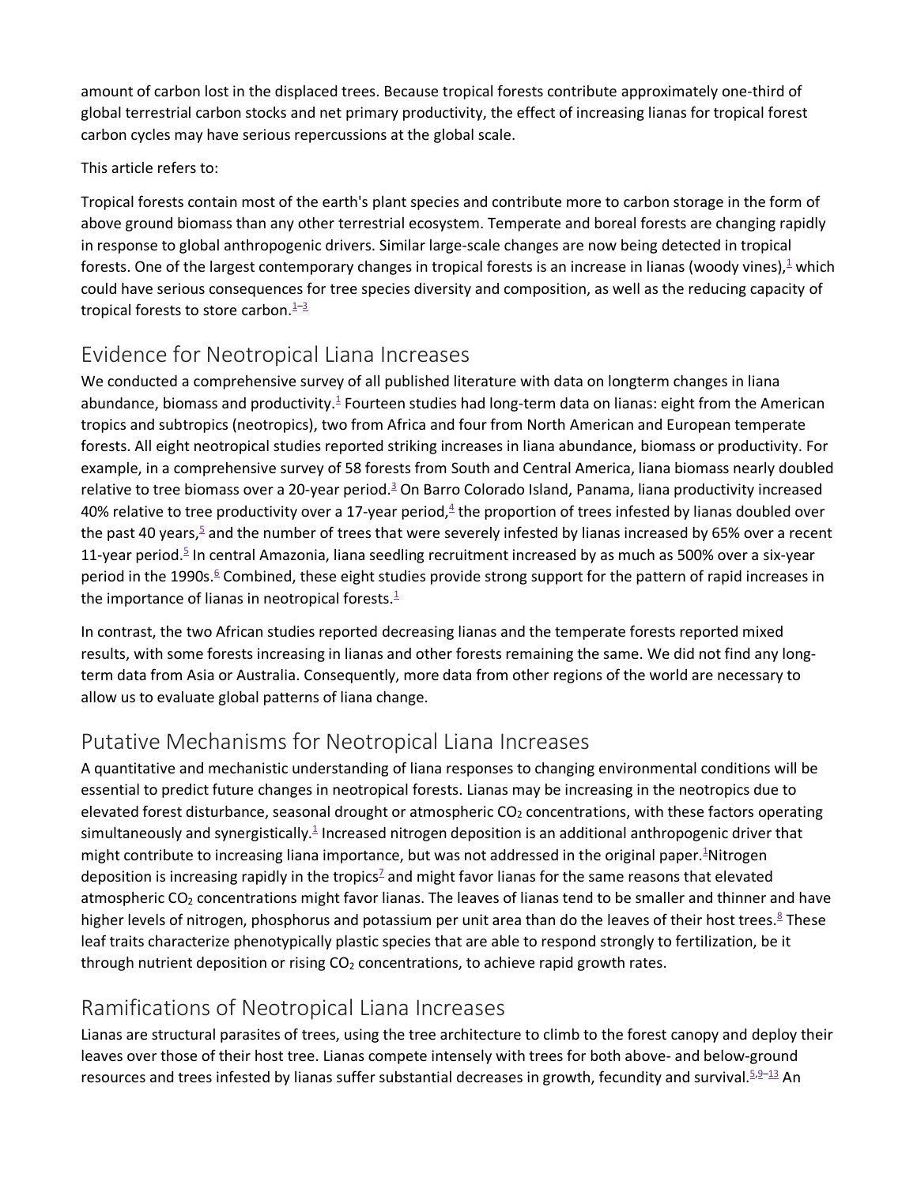amount of carbon lost in the displaced trees. Because tropical forests contribute approximately one-third of global terrestrial carbon stocks and net primary productivity, the effect of increasing lianas for tropical forest carbon cycles may have serious repercussions at the global scale.

This article refers to:

Tropical forests contain most of the earth's plant species and contribute more to carbon storage in the form of above ground biomass than any other terrestrial ecosystem. Temperate and boreal forests are changing rapidly in response to global anthropogenic drivers. Similar large-scale changes are now being detected in tropical forests. One of the largest contemporary changes in tropical forests is an increase in lianas (woody vines),[1] which could have serious consequences for tree species diversity and composition, as well as the reducing capacity of tropical forests to store carbon.[1–3]

## Evidence for Neotropical Liana Increases

We conducted a comprehensive survey of all published literature with data on longterm changes in liana abundance, biomass and productivity.[1] Fourteen studies had long-term data on lianas: eight from the American tropics and subtropics (neotropics), two from Africa and four from North American and European temperate forests. All eight neotropical studies reported striking increases in liana abundance, biomass or productivity. For example, in a comprehensive survey of 58 forests from South and Central America, liana biomass nearly doubled relative to tree biomass over a 20-year period.[3] On Barro Colorado Island, Panama, liana productivity increased 40% relative to tree productivity over a 17-year period,[4] the proportion of trees infested by lianas doubled over the past 40 years,[5] and the number of trees that were severely infested by lianas increased by 65% over a recent 11-year period.[5] In central Amazonia, liana seedling recruitment increased by as much as 500% over a six-year period in the 1990s.[6] Combined, these eight studies provide strong support for the pattern of rapid increases in the importance of lianas in neotropical forests.[1]

In contrast, the two African studies reported decreasing lianas and the temperate forests reported mixed results, with some forests increasing in lianas and other forests remaining the same. We did not find any long-term data from Asia or Australia. Consequently, more data from other regions of the world are necessary to allow us to evaluate global patterns of liana change.

## Putative Mechanisms for Neotropical Liana Increases

A quantitative and mechanistic understanding of liana responses to changing environmental conditions will be essential to predict future changes in neotropical forests. Lianas may be increasing in the neotropics due to elevated forest disturbance, seasonal drought or atmospheric $CO_2$ concentrations, with these factors operating simultaneously and synergistically.[1] Increased nitrogen deposition is an additional anthropogenic driver that might contribute to increasing liana importance, but was not addressed in the original paper.[1]Nitrogen deposition is increasing rapidly in the tropics[7] and might favor lianas for the same reasons that elevated atmospheric $CO_2$ concentrations might favor lianas. The leaves of lianas tend to be smaller and thinner and have higher levels of nitrogen, phosphorus and potassium per unit area than do the leaves of their host trees.[8] These leaf traits characterize phenotypically plastic species that are able to respond strongly to fertilization, be it through nutrient deposition or rising $CO_2$ concentrations, to achieve rapid growth rates.

## Ramifications of Neotropical Liana Increases

Lianas are structural parasites of trees, using the tree architecture to climb to the forest canopy and deploy their leaves over those of their host tree. Lianas compete intensely with trees for both above- and below-ground resources and trees infested by lianas suffer substantial decreases in growth, fecundity and survival.[5,9–13] An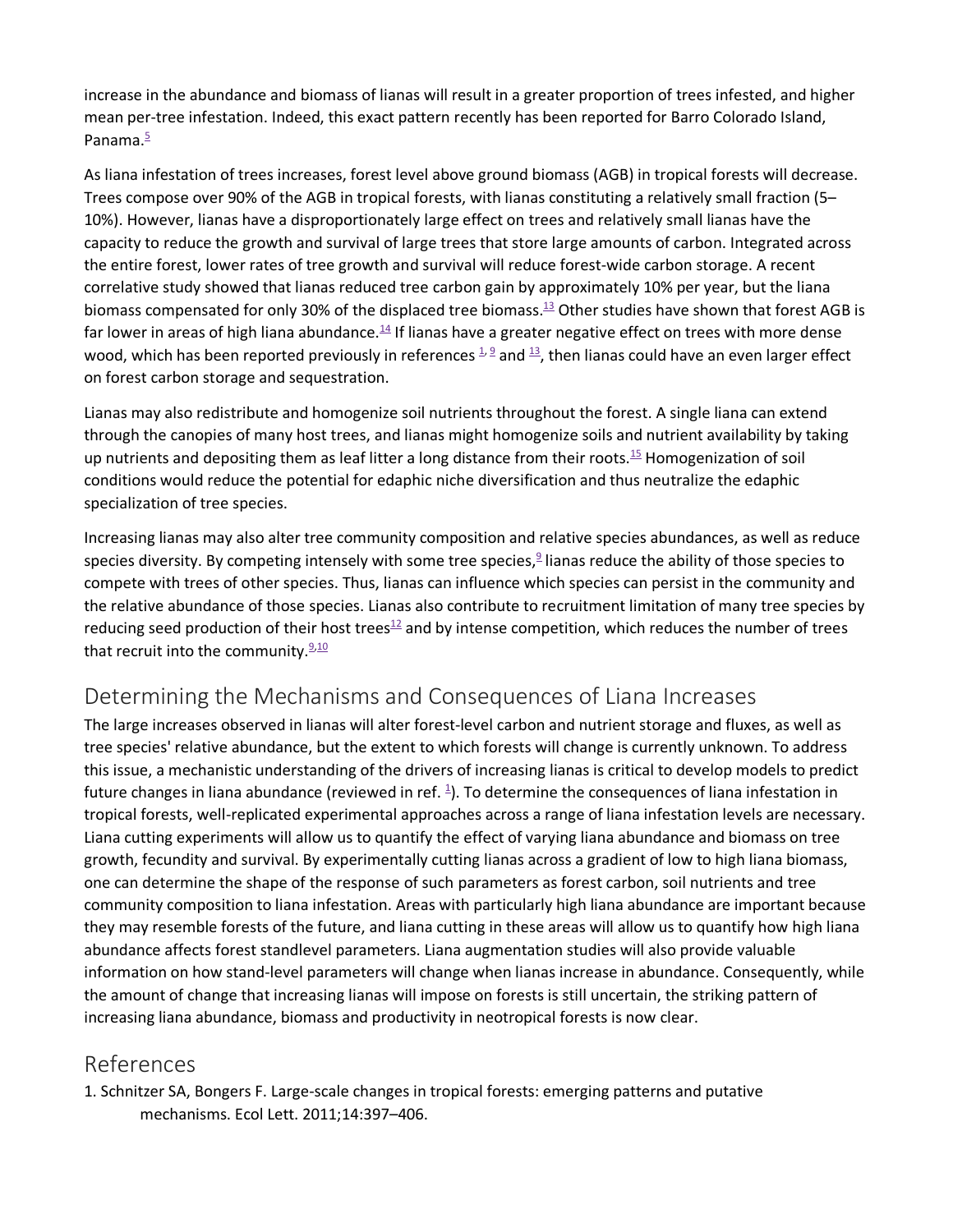increase in the abundance and biomass of lianas will result in a greater proportion of trees infested, and higher mean per-tree infestation. Indeed, this exact pattern recently has been reported for Barro Colorado Island, Panama.[5]

As liana infestation of trees increases, forest level above ground biomass (AGB) in tropical forests will decrease. Trees compose over 90% of the AGB in tropical forests, with lianas constituting a relatively small fraction (5–10%). However, lianas have a disproportionately large effect on trees and relatively small lianas have the capacity to reduce the growth and survival of large trees that store large amounts of carbon. Integrated across the entire forest, lower rates of tree growth and survival will reduce forest-wide carbon storage. A recent correlative study showed that lianas reduced tree carbon gain by approximately 10% per year, but the liana biomass compensated for only 30% of the displaced tree biomass.[13] Other studies have shown that forest AGB is far lower in areas of high liana abundance.[14] If lianas have a greater negative effect on trees with more dense wood, which has been reported previously in references [1,9] and [13], then lianas could have an even larger effect on forest carbon storage and sequestration.

Lianas may also redistribute and homogenize soil nutrients throughout the forest. A single liana can extend through the canopies of many host trees, and lianas might homogenize soils and nutrient availability by taking up nutrients and depositing them as leaf litter a long distance from their roots.[15] Homogenization of soil conditions would reduce the potential for edaphic niche diversification and thus neutralize the edaphic specialization of tree species.

Increasing lianas may also alter tree community composition and relative species abundances, as well as reduce species diversity. By competing intensely with some tree species,[9] lianas reduce the ability of those species to compete with trees of other species. Thus, lianas can influence which species can persist in the community and the relative abundance of those species. Lianas also contribute to recruitment limitation of many tree species by reducing seed production of their host trees[12] and by intense competition, which reduces the number of trees that recruit into the community.[9,10]

## Determining the Mechanisms and Consequences of Liana Increases

The large increases observed in lianas will alter forest-level carbon and nutrient storage and fluxes, as well as tree species' relative abundance, but the extent to which forests will change is currently unknown. To address this issue, a mechanistic understanding of the drivers of increasing lianas is critical to develop models to predict future changes in liana abundance (reviewed in ref. [1]). To determine the consequences of liana infestation in tropical forests, well-replicated experimental approaches across a range of liana infestation levels are necessary. Liana cutting experiments will allow us to quantify the effect of varying liana abundance and biomass on tree growth, fecundity and survival. By experimentally cutting lianas across a gradient of low to high liana biomass, one can determine the shape of the response of such parameters as forest carbon, soil nutrients and tree community composition to liana infestation. Areas with particularly high liana abundance are important because they may resemble forests of the future, and liana cutting in these areas will allow us to quantify how high liana abundance affects forest standlevel parameters. Liana augmentation studies will also provide valuable information on how stand-level parameters will change when lianas increase in abundance. Consequently, while the amount of change that increasing lianas will impose on forests is still uncertain, the striking pattern of increasing liana abundance, biomass and productivity in neotropical forests is now clear.

## References

1. Schnitzer SA, Bongers F. Large-scale changes in tropical forests: emerging patterns and putative mechanisms. Ecol Lett. 2011;14:397–406.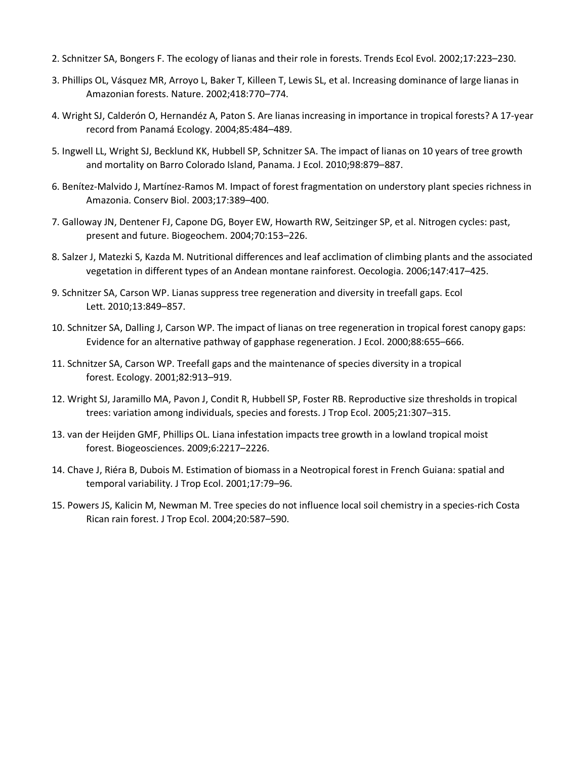2. Schnitzer SA, Bongers F. The ecology of lianas and their role in forests. Trends Ecol Evol. 2002;17:223–230.

3. Phillips OL, Vásquez MR, Arroyo L, Baker T, Killeen T, Lewis SL, et al. Increasing dominance of large lianas in Amazonian forests. Nature. 2002;418:770–774.

4. Wright SJ, Calderón O, Hernandéz A, Paton S. Are lianas increasing in importance in tropical forests? A 17-year record from Panamá Ecology. 2004;85:484–489.

5. Ingwell LL, Wright SJ, Becklund KK, Hubbell SP, Schnitzer SA. The impact of lianas on 10 years of tree growth and mortality on Barro Colorado Island, Panama. J Ecol. 2010;98:879–887.

6. Benítez-Malvido J, Martínez-Ramos M. Impact of forest fragmentation on understory plant species richness in Amazonia. Conserv Biol. 2003;17:389–400.

7. Galloway JN, Dentener FJ, Capone DG, Boyer EW, Howarth RW, Seitzinger SP, et al. Nitrogen cycles: past, present and future. Biogeochem. 2004;70:153–226.

8. Salzer J, Matezki S, Kazda M. Nutritional differences and leaf acclimation of climbing plants and the associated vegetation in different types of an Andean montane rainforest. Oecologia. 2006;147:417–425.

9. Schnitzer SA, Carson WP. Lianas suppress tree regeneration and diversity in treefall gaps. Ecol Lett. 2010;13:849–857.

10. Schnitzer SA, Dalling J, Carson WP. The impact of lianas on tree regeneration in tropical forest canopy gaps: Evidence for an alternative pathway of gapphase regeneration. J Ecol. 2000;88:655–666.

11. Schnitzer SA, Carson WP. Treefall gaps and the maintenance of species diversity in a tropical forest. Ecology. 2001;82:913–919.

12. Wright SJ, Jaramillo MA, Pavon J, Condit R, Hubbell SP, Foster RB. Reproductive size thresholds in tropical trees: variation among individuals, species and forests. J Trop Ecol. 2005;21:307–315.

13. van der Heijden GMF, Phillips OL. Liana infestation impacts tree growth in a lowland tropical moist forest. Biogeosciences. 2009;6:2217–2226.

14. Chave J, Riéra B, Dubois M. Estimation of biomass in a Neotropical forest in French Guiana: spatial and temporal variability. J Trop Ecol. 2001;17:79–96.

15. Powers JS, Kalicin M, Newman M. Tree species do not influence local soil chemistry in a species-rich Costa Rican rain forest. J Trop Ecol. 2004;20:587–590.